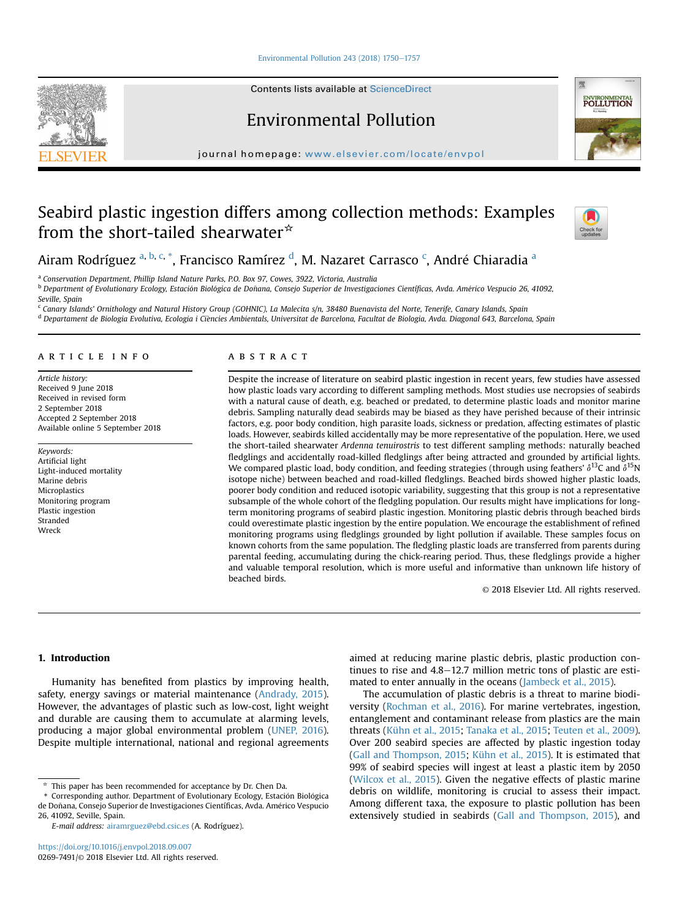# Seabird plastic ingestion differs among collection methods: Examples from the short-tailed shearwater☆

Airam Rodríguez [a, b, c, *], Francisco Ramírez [d], M. Nazaret Carrasco [c], André Chiaradia [a]

[a] Conservation Department, Phillip Island Nature Parks, P.O. Box 97, Cowes, 3922, Victoria, Australia

[b] Department of Evolutionary Ecology, Estación Biológica de Doñana, Consejo Superior de Investigaciones Científicas, Avda. Américo Vespucio 26, 41092, Seville, Spain

[c] Canary Islands' Ornithology and Natural History Group (GOHNIC), La Malecita s/n, 38480 Buenavista del Norte, Tenerife, Canary Islands, Spain

[d] Departament de Biologia Evolutiva, Ecologia i Ciències Ambientals, Universitat de Barcelona, Facultat de Biologia, Avda. Diagonal 643, Barcelona, Spain

## ARTICLE INFO

*Article history:*
Received 9 June 2018
Received in revised form
2 September 2018
Accepted 2 September 2018
Available online 5 September 2018

*Keywords:*
Artificial light
Light-induced mortality
Marine debris
Microplastics
Monitoring program
Plastic ingestion
Stranded
Wreck

## ABSTRACT

Despite the increase of literature on seabird plastic ingestion in recent years, few studies have assessed how plastic loads vary according to different sampling methods. Most studies use necropsies of seabirds with a natural cause of death, e.g. beached or predated, to determine plastic loads and monitor marine debris. Sampling naturally dead seabirds may be biased as they have perished because of their intrinsic factors, e.g. poor body condition, high parasite loads, sickness or predation, affecting estimates of plastic loads. However, seabirds killed accidentally may be more representative of the population. Here, we used the short-tailed shearwater *Ardenna tenuirostris* to test different sampling methods: naturally beached fledglings and accidentally road-killed fledglings after being attracted and grounded by artificial lights. We compared plastic load, body condition, and feeding strategies (through using feathers' $\delta^{13}C$ and $\delta^{15}N$ isotope niche) between beached and road-killed fledglings. Beached birds showed higher plastic loads, poorer body condition and reduced isotopic variability, suggesting that this group is not a representative subsample of the whole cohort of the fledgling population. Our results might have implications for long-term monitoring programs of seabird plastic ingestion. Monitoring plastic debris through beached birds could overestimate plastic ingestion by the entire population. We encourage the establishment of refined monitoring programs using fledglings grounded by light pollution if available. These samples focus on known cohorts from the same population. The fledgling plastic loads are transferred from parents during parental feeding, accumulating during the chick-rearing period. Thus, these fledglings provide a higher and valuable temporal resolution, which is more useful and informative than unknown life history of beached birds.

© 2018 Elsevier Ltd. All rights reserved.

## 1. Introduction

Humanity has benefited from plastics by improving health, safety, energy savings or material maintenance (Andrady, 2015). However, the advantages of plastic such as low-cost, light weight and durable are causing them to accumulate at alarming levels, producing a major global environmental problem (UNEP, 2016). Despite multiple international, national and regional agreements aimed at reducing marine plastic debris, plastic production continues to rise and 4.8–12.7 million metric tons of plastic are estimated to enter annually in the oceans (Jambeck et al., 2015).

The accumulation of plastic debris is a threat to marine biodiversity (Rochman et al., 2016). For marine vertebrates, ingestion, entanglement and contaminant release from plastics are the main threats (Kühn et al., 2015; Tanaka et al., 2015; Teuten et al., 2009). Over 200 seabird species are affected by plastic ingestion today (Gall and Thompson, 2015; Kühn et al., 2015). It is estimated that 99% of seabird species will ingest at least a plastic item by 2050 (Wilcox et al., 2015). Given the negative effects of plastic marine debris on wildlife, monitoring is crucial to assess their impact. Among different taxa, the exposure to plastic pollution has been extensively studied in seabirds (Gall and Thompson, 2015), and

☆ This paper has been recommended for acceptance by Dr. Chen Da.

\* Corresponding author. Department of Evolutionary Ecology, Estación Biológica de Doñana, Consejo Superior de Investigaciones Científicas, Avda. Américo Vespucio 26, 41092, Seville, Spain.

*E-mail address:* airamrguez@ebd.csic.es (A. Rodríguez).

https://doi.org/10.1016/j.envpol.2018.09.007
0269-7491/© 2018 Elsevier Ltd. All rights reserved.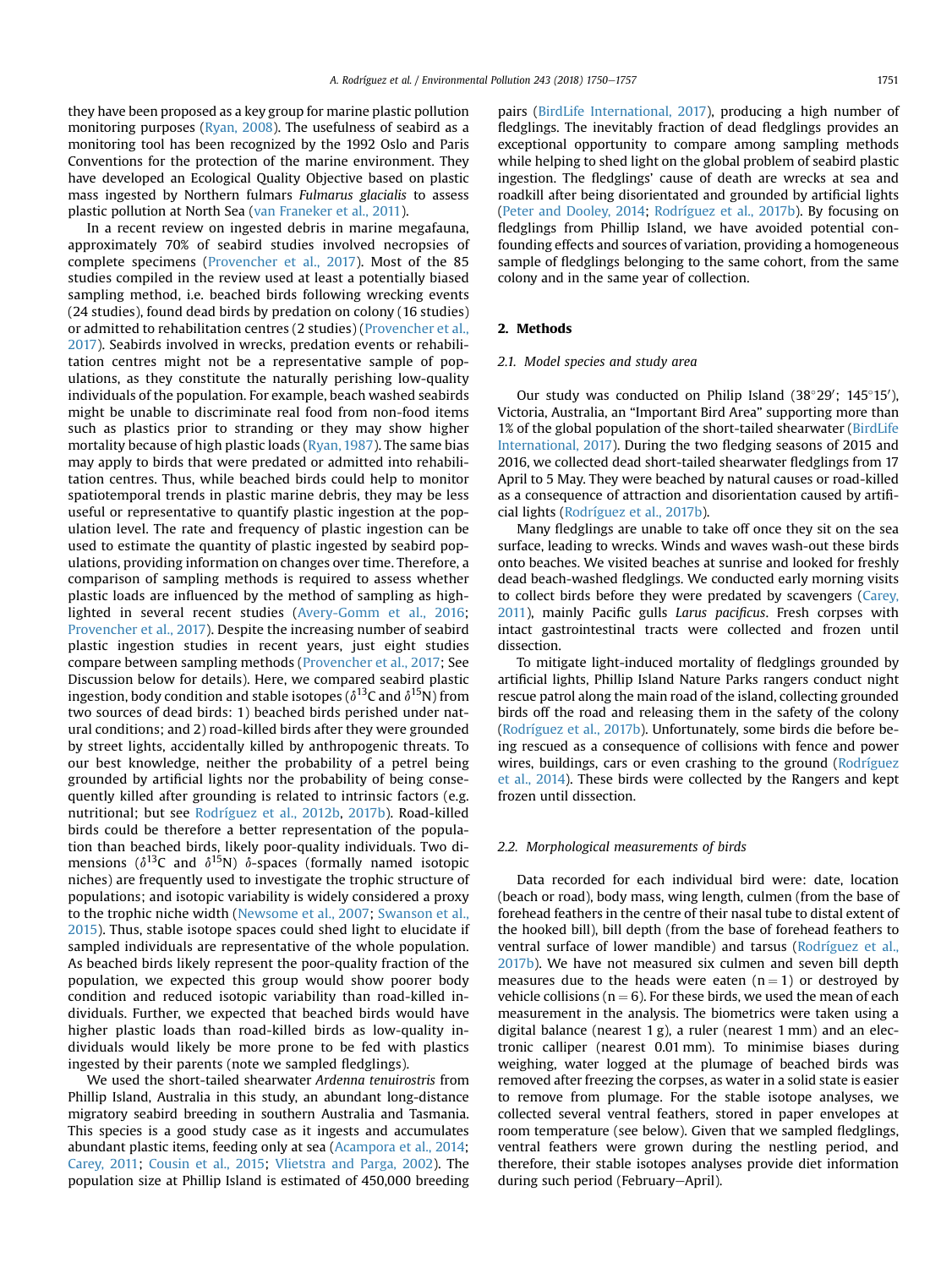they have been proposed as a key group for marine plastic pollution monitoring purposes (Ryan, 2008). The usefulness of seabird as a monitoring tool has been recognized by the 1992 Oslo and Paris Conventions for the protection of the marine environment. They have developed an Ecological Quality Objective based on plastic mass ingested by Northern fulmars *Fulmarus glacialis* to assess plastic pollution at North Sea (van Franeker et al., 2011).

In a recent review on ingested debris in marine megafauna, approximately 70% of seabird studies involved necropsies of complete specimens (Provencher et al., 2017). Most of the 85 studies compiled in the review used at least a potentially biased sampling method, i.e. beached birds following wrecking events (24 studies), found dead birds by predation on colony (16 studies) or admitted to rehabilitation centres (2 studies) (Provencher et al., 2017). Seabirds involved in wrecks, predation events or rehabilitation centres might not be a representative sample of populations, as they constitute the naturally perishing low-quality individuals of the population. For example, beach washed seabirds might be unable to discriminate real food from non-food items such as plastics prior to stranding or they may show higher mortality because of high plastic loads (Ryan, 1987). The same bias may apply to birds that were predated or admitted into rehabilitation centres. Thus, while beached birds could help to monitor spatiotemporal trends in plastic marine debris, they may be less useful or representative to quantify plastic ingestion at the population level. The rate and frequency of plastic ingestion can be used to estimate the quantity of plastic ingested by seabird populations, providing information on changes over time. Therefore, a comparison of sampling methods is required to assess whether plastic loads are influenced by the method of sampling as highlighted in several recent studies (Avery-Gomm et al., 2016; Provencher et al., 2017). Despite the increasing number of seabird plastic ingestion studies in recent years, just eight studies compare between sampling methods (Provencher et al., 2017; See Discussion below for details). Here, we compared seabird plastic ingestion, body condition and stable isotopes ($\delta^{13}C$ and $\delta^{15}N$) from two sources of dead birds: 1) beached birds perished under natural conditions; and 2) road-killed birds after they were grounded by street lights, accidentally killed by anthropogenic threats. To our best knowledge, neither the probability of a petrel being grounded by artificial lights nor the probability of being consequently killed after grounding is related to intrinsic factors (e.g. nutritional; but see Rodríguez et al., 2012b, 2017b). Road-killed birds could be therefore a better representation of the population than beached birds, likely poor-quality individuals. Two dimensions ($\delta^{13}C$ and $\delta^{15}N$) $\delta$-spaces (formally named isotopic niches) are frequently used to investigate the trophic structure of populations; and isotopic variability is widely considered a proxy to the trophic niche width (Newsome et al., 2007; Swanson et al., 2015). Thus, stable isotope spaces could shed light to elucidate if sampled individuals are representative of the whole population. As beached birds likely represent the poor-quality fraction of the population, we expected this group would show poorer body condition and reduced isotopic variability than road-killed individuals. Further, we expected that beached birds would have higher plastic loads than road-killed birds as low-quality individuals would likely be more prone to be fed with plastics ingested by their parents (note we sampled fledglings).

We used the short-tailed shearwater *Ardenna tenuirostris* from Phillip Island, Australia in this study, an abundant long-distance migratory seabird breeding in southern Australia and Tasmania. This species is a good study case as it ingests and accumulates abundant plastic items, feeding only at sea (Acampora et al., 2014; Carey, 2011; Cousin et al., 2015; Vlietstra and Parga, 2002). The population size at Phillip Island is estimated of 450,000 breeding pairs (BirdLife International, 2017), producing a high number of fledglings. The inevitably fraction of dead fledglings provides an exceptional opportunity to compare among sampling methods while helping to shed light on the global problem of seabird plastic ingestion. The fledglings' cause of death are wrecks at sea and roadkill after being disorientated and grounded by artificial lights (Peter and Dooley, 2014; Rodríguez et al., 2017b). By focusing on fledglings from Phillip Island, we have avoided potential confounding effects and sources of variation, providing a homogeneous sample of fledglings belonging to the same cohort, from the same colony and in the same year of collection.

## 2. Methods

### 2.1. Model species and study area

Our study was conducted on Philip Island (38°29′; 145°15′), Victoria, Australia, an "Important Bird Area" supporting more than 1% of the global population of the short-tailed shearwater (BirdLife International, 2017). During the two fledging seasons of 2015 and 2016, we collected dead short-tailed shearwater fledglings from 17 April to 5 May. They were beached by natural causes or road-killed as a consequence of attraction and disorientation caused by artificial lights (Rodríguez et al., 2017b).

Many fledglings are unable to take off once they sit on the sea surface, leading to wrecks. Winds and waves wash-out these birds onto beaches. We visited beaches at sunrise and looked for freshly dead beach-washed fledglings. We conducted early morning visits to collect birds before they were predated by scavengers (Carey, 2011), mainly Pacific gulls *Larus pacificus*. Fresh corpses with intact gastrointestinal tracts were collected and frozen until dissection.

To mitigate light-induced mortality of fledglings grounded by artificial lights, Phillip Island Nature Parks rangers conduct night rescue patrol along the main road of the island, collecting grounded birds off the road and releasing them in the safety of the colony (Rodríguez et al., 2017b). Unfortunately, some birds die before being rescued as a consequence of collisions with fence and power wires, buildings, cars or even crashing to the ground (Rodríguez et al., 2014). These birds were collected by the Rangers and kept frozen until dissection.

### 2.2. Morphological measurements of birds

Data recorded for each individual bird were: date, location (beach or road), body mass, wing length, culmen (from the base of forehead feathers in the centre of their nasal tube to distal extent of the hooked bill), bill depth (from the base of forehead feathers to ventral surface of lower mandible) and tarsus (Rodríguez et al., 2017b). We have not measured six culmen and seven bill depth measures due to the heads were eaten ($n = 1$) or destroyed by vehicle collisions ($n = 6$). For these birds, we used the mean of each measurement in the analysis. The biometrics were taken using a digital balance (nearest 1 g), a ruler (nearest 1 mm) and an electronic calliper (nearest 0.01 mm). To minimise biases during weighing, water logged at the plumage of beached birds was removed after freezing the corpses, as water in a solid state is easier to remove from plumage. For the stable isotope analyses, we collected several ventral feathers, stored in paper envelopes at room temperature (see below). Given that we sampled fledglings, ventral feathers were grown during the nestling period, and therefore, their stable isotopes analyses provide diet information during such period (February–April).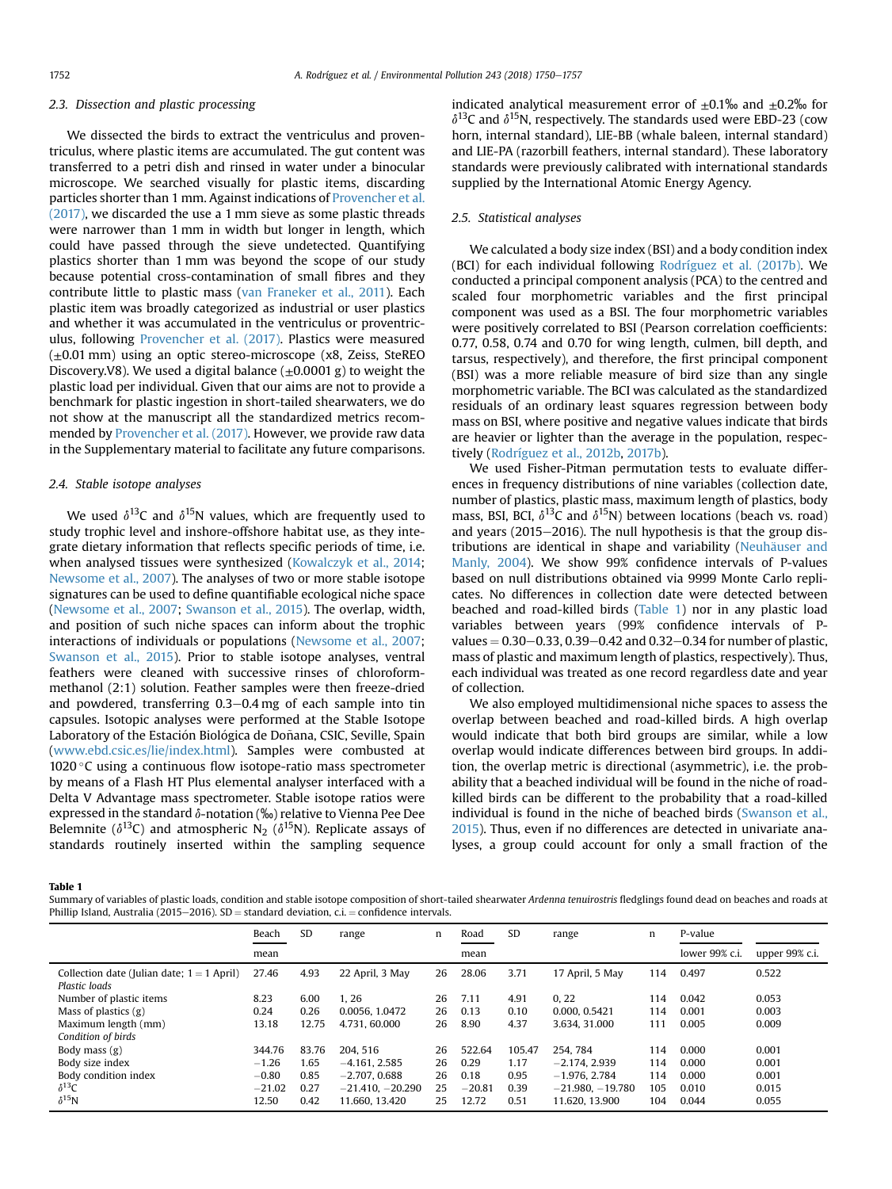### 2.3. Dissection and plastic processing

We dissected the birds to extract the ventriculus and proventriculus, where plastic items are accumulated. The gut content was transferred to a petri dish and rinsed in water under a binocular microscope. We searched visually for plastic items, discarding particles shorter than 1 mm. Against indications of Provencher et al. (2017), we discarded the use a 1 mm sieve as some plastic threads were narrower than 1 mm in width but longer in length, which could have passed through the sieve undetected. Quantifying plastics shorter than 1 mm was beyond the scope of our study because potential cross-contamination of small fibres and they contribute little to plastic mass (van Franeker et al., 2011). Each plastic item was broadly categorized as industrial or user plastics and whether it was accumulated in the ventriculus or proventriculus, following Provencher et al. (2017). Plastics were measured ($\pm$0.01 mm) using an optic stereo-microscope (x8, Zeiss, SteREO Discovery.V8). We used a digital balance ($\pm$0.0001 g) to weight the plastic load per individual. Given that our aims are not to provide a benchmark for plastic ingestion in short-tailed shearwaters, we do not show at the manuscript all the standardized metrics recommended by Provencher et al. (2017). However, we provide raw data in the Supplementary material to facilitate any future comparisons.

### 2.4. Stable isotope analyses

We used $\delta^{13}C$ and $\delta^{15}N$ values, which are frequently used to study trophic level and inshore-offshore habitat use, as they integrate dietary information that reflects specific periods of time, i.e. when analysed tissues were synthesized (Kowalczyk et al., 2014; Newsome et al., 2007). The analyses of two or more stable isotope signatures can be used to define quantifiable ecological niche space (Newsome et al., 2007; Swanson et al., 2015). The overlap, width, and position of such niche spaces can inform about the trophic interactions of individuals or populations (Newsome et al., 2007; Swanson et al., 2015). Prior to stable isotope analyses, ventral feathers were cleaned with successive rinses of chloroform-methanol (2:1) solution. Feather samples were then freeze-dried and powdered, transferring 0.3–0.4 mg of each sample into tin capsules. Isotopic analyses were performed at the Stable Isotope Laboratory of the Estación Biológica de Doñana, CSIC, Seville, Spain (www.ebd.csic.es/lie/index.html). Samples were combusted at 1020 °C using a continuous flow isotope-ratio mass spectrometer by means of a Flash HT Plus elemental analyser interfaced with a Delta V Advantage mass spectrometer. Stable isotope ratios were expressed in the standard $\delta$-notation (‰) relative to Vienna Pee Dee Belemnite ($\delta^{13}C$) and atmospheric $N_2$ ($\delta^{15}N$). Replicate assays of standards routinely inserted within the sampling sequence indicated analytical measurement error of $\pm$0.1‰ and $\pm$0.2‰ for $\delta^{13}C$ and $\delta^{15}N$, respectively. The standards used were EBD-23 (cow horn, internal standard), LIE-BB (whale baleen, internal standard) and LIE-PA (razorbill feathers, internal standard). These laboratory standards were previously calibrated with international standards supplied by the International Atomic Energy Agency.

### 2.5. Statistical analyses

We calculated a body size index (BSI) and a body condition index (BCI) for each individual following Rodríguez et al. (2017b). We conducted a principal component analysis (PCA) to the centred and scaled four morphometric variables and the first principal component was used as a BSI. The four morphometric variables were positively correlated to BSI (Pearson correlation coefficients: 0.77, 0.58, 0.74 and 0.70 for wing length, culmen, bill depth, and tarsus, respectively), and therefore, the first principal component (BSI) was a more reliable measure of bird size than any single morphometric variable. The BCI was calculated as the standardized residuals of an ordinary least squares regression between body mass on BSI, where positive and negative values indicate that birds are heavier or lighter than the average in the population, respectively (Rodríguez et al., 2012b, 2017b).

We used Fisher-Pitman permutation tests to evaluate differences in frequency distributions of nine variables (collection date, number of plastics, plastic mass, maximum length of plastics, body mass, BSI, BCI, $\delta^{13}C$ and $\delta^{15}N$) between locations (beach vs. road) and years (2015–2016). The null hypothesis is that the group distributions are identical in shape and variability (Neuhäuser and Manly, 2004). We show 99% confidence intervals of P-values based on null distributions obtained via 9999 Monte Carlo replicates. No differences in collection date were detected between beached and road-killed birds (Table 1) nor in any plastic load variables between years (99% confidence intervals of P-values = 0.30–0.33, 0.39–0.42 and 0.32–0.34 for number of plastic, mass of plastic and maximum length of plastics, respectively). Thus, each individual was treated as one record regardless date and year of collection.

We also employed multidimensional niche spaces to assess the overlap between beached and road-killed birds. A high overlap would indicate that both bird groups are similar, while a low overlap would indicate differences between bird groups. In addition, the overlap metric is directional (asymmetric), i.e. the probability that a beached individual will be found in the niche of road-killed birds can be different to the probability that a road-killed individual is found in the niche of beached birds (Swanson et al., 2015). Thus, even if no differences are detected in univariate analyses, a group could account for only a small fraction of the

**Table 1**
Summary of variables of plastic loads, condition and stable isotope composition of short-tailed shearwater *Ardenna tenuirostris* fledglings found dead on beaches and roads at Phillip Island, Australia (2015–2016). SD = standard deviation, c.i. = confidence intervals.

| | Beach | SD | range | n | Road | SD | range | n | P-value | |
|---|---|---|---|---|---|---|---|---|---|---|
| | mean | | | | mean | | | | lower 99% c.i. | upper 99% c.i. |
| Collection date (Julian date; 1 = 1 April) | 27.46 | 4.93 | 22 April, 3 May | 26 | 28.06 | 3.71 | 17 April, 5 May | 114 | 0.497 | 0.522 |
| *Plastic loads* | | | | | | | | | | |
| Number of plastic items | 8.23 | 6.00 | 1, 26 | 26 | 7.11 | 4.91 | 0, 22 | 114 | 0.042 | 0.053 |
| Mass of plastics (g) | 0.24 | 0.26 | 0.0056, 1.0472 | 26 | 0.13 | 0.10 | 0.000, 0.5421 | 114 | 0.001 | 0.003 |
| Maximum length (mm) | 13.18 | 12.75 | 4.731, 60.000 | 26 | 8.90 | 4.37 | 3.634, 31.000 | 111 | 0.005 | 0.009 |
| *Condition of birds* | | | | | | | | | | |
| Body mass (g) | 344.76 | 83.76 | 204, 516 | 26 | 522.64 | 105.47 | 254, 784 | 114 | 0.000 | 0.001 |
| Body size index | −1.26 | 1.65 | −4.161, 2.585 | 26 | 0.29 | 1.17 | −2.174, 2.939 | 114 | 0.000 | 0.001 |
| Body condition index | −0.80 | 0.85 | −2.707, 0.688 | 26 | 0.18 | 0.95 | −1.976, 2.784 | 114 | 0.000 | 0.001 |
| $\delta^{13}C$ | −21.02 | 0.27 | −21.410, −20.290 | 25 | −20.81 | 0.39 | −21.980, −19.780 | 105 | 0.010 | 0.015 |
| $\delta^{15}N$ | 12.50 | 0.42 | 11.660, 13.420 | 25 | 12.72 | 0.51 | 11.620, 13.900 | 104 | 0.044 | 0.055 |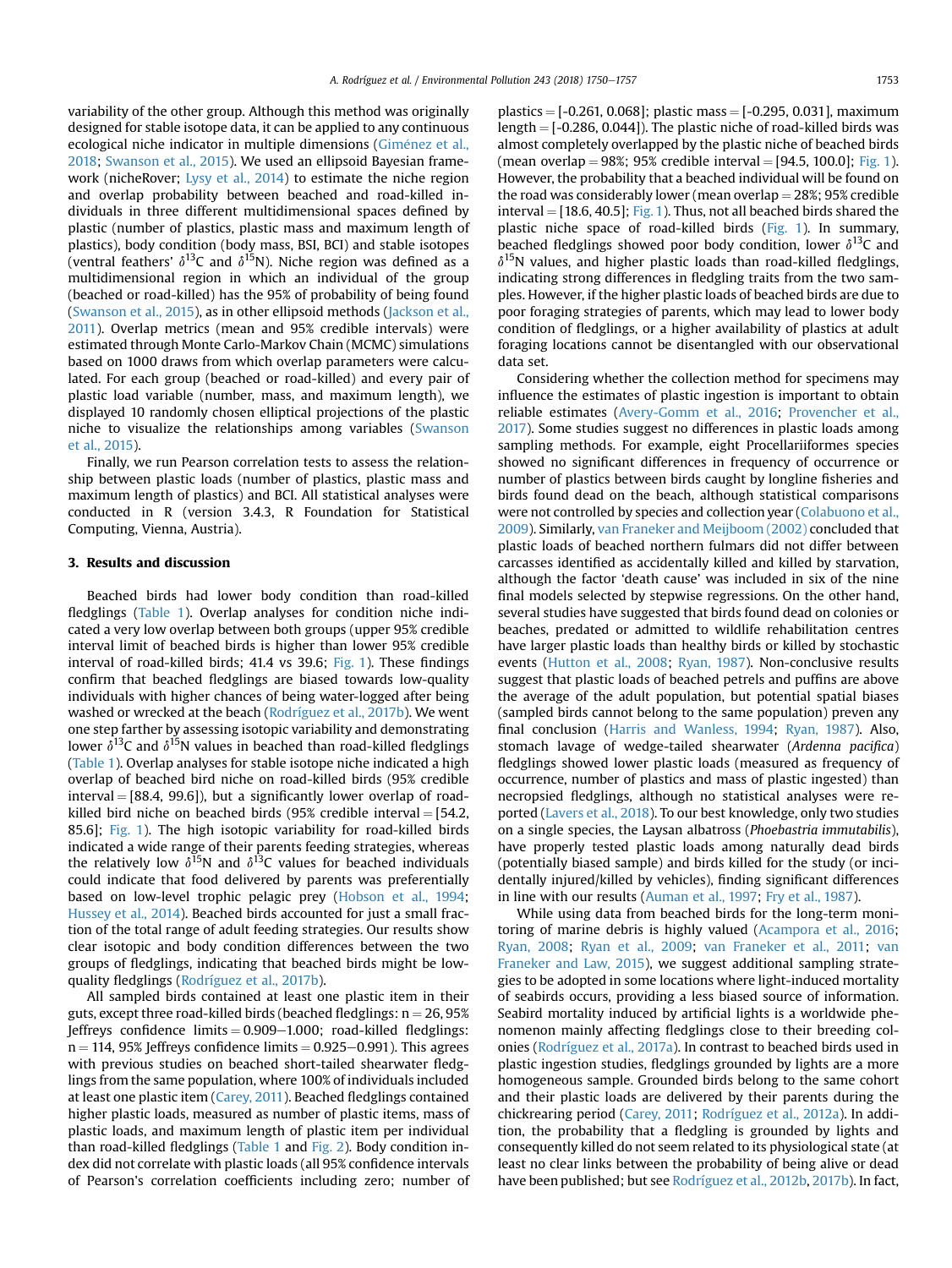variability of the other group. Although this method was originally designed for stable isotope data, it can be applied to any continuous ecological niche indicator in multiple dimensions (Giménez et al., 2018; Swanson et al., 2015). We used an ellipsoid Bayesian framework (nicheRover; Lysy et al., 2014) to estimate the niche region and overlap probability between beached and road-killed individuals in three different multidimensional spaces defined by plastic (number of plastics, plastic mass and maximum length of plastics), body condition (body mass, BSI, BCI) and stable isotopes (ventral feathers' $\delta^{13}$C and $\delta^{15}$N). Niche region was defined as a multidimensional region in which an individual of the group (beached or road-killed) has the 95% of probability of being found (Swanson et al., 2015), as in other ellipsoid methods (Jackson et al., 2011). Overlap metrics (mean and 95% credible intervals) were estimated through Monte Carlo-Markov Chain (MCMC) simulations based on 1000 draws from which overlap parameters were calculated. For each group (beached or road-killed) and every pair of plastic load variable (number, mass, and maximum length), we displayed 10 randomly chosen elliptical projections of the plastic niche to visualize the relationships among variables (Swanson et al., 2015).

Finally, we run Pearson correlation tests to assess the relationship between plastic loads (number of plastics, plastic mass and maximum length of plastics) and BCI. All statistical analyses were conducted in R (version 3.4.3, R Foundation for Statistical Computing, Vienna, Austria).

## 3. Results and discussion

Beached birds had lower body condition than road-killed fledglings (Table 1). Overlap analyses for condition niche indicated a very low overlap between both groups (upper 95% credible interval limit of beached birds is higher than lower 95% credible interval of road-killed birds; 41.4 vs 39.6; Fig. 1). These findings confirm that beached fledglings are biased towards low-quality individuals with higher chances of being water-logged after being washed or wrecked at the beach (Rodríguez et al., 2017b). We went one step farther by assessing isotopic variability and demonstrating lower $\delta^{13}$C and $\delta^{15}$N values in beached than road-killed fledglings (Table 1). Overlap analyses for stable isotope niche indicated a high overlap of beached bird niche on road-killed birds (95% credible interval = [88.4, 99.6]), but a significantly lower overlap of road-killed bird niche on beached birds (95% credible interval = [54.2, 85.6]; Fig. 1). The high isotopic variability for road-killed birds indicated a wide range of their parents feeding strategies, whereas the relatively low $\delta^{15}$N and $\delta^{13}$C values for beached individuals could indicate that food delivered by parents was preferentially based on low-level trophic pelagic prey (Hobson et al., 1994; Hussey et al., 2014). Beached birds accounted for just a small fraction of the total range of adult feeding strategies. Our results show clear isotopic and body condition differences between the two groups of fledglings, indicating that beached birds might be low-quality fledglings (Rodríguez et al., 2017b).

All sampled birds contained at least one plastic item in their guts, except three road-killed birds (beached fledglings: n = 26, 95% Jeffreys confidence limits = 0.909–1.000; road-killed fledglings: n = 114, 95% Jeffreys confidence limits = 0.925–0.991). This agrees with previous studies on beached short-tailed shearwater fledglings from the same population, where 100% of individuals included at least one plastic item (Carey, 2011). Beached fledglings contained higher plastic loads, measured as number of plastic items, mass of plastic loads, and maximum length of plastic item per individual than road-killed fledglings (Table 1 and Fig. 2). Body condition index did not correlate with plastic loads (all 95% confidence intervals of Pearson's correlation coefficients including zero; number of plastics = [-0.261, 0.068]; plastic mass = [-0.295, 0.031], maximum length = [-0.286, 0.044]). The plastic niche of road-killed birds was almost completely overlapped by the plastic niche of beached birds (mean overlap = 98%; 95% credible interval = [94.5, 100.0]; Fig. 1). However, the probability that a beached individual will be found on the road was considerably lower (mean overlap = 28%; 95% credible interval = [18.6, 40.5]; Fig. 1). Thus, not all beached birds shared the plastic niche space of road-killed birds (Fig. 1). In summary, beached fledglings showed poor body condition, lower $\delta^{13}$C and $\delta^{15}$N values, and higher plastic loads than road-killed fledglings, indicating strong differences in fledgling traits from the two samples. However, if the higher plastic loads of beached birds are due to poor foraging strategies of parents, which may lead to lower body condition of fledglings, or a higher availability of plastics at adult foraging locations cannot be disentangled with our observational data set.

Considering whether the collection method for specimens may influence the estimates of plastic ingestion is important to obtain reliable estimates (Avery-Gomm et al., 2016; Provencher et al., 2017). Some studies suggest no differences in plastic loads among sampling methods. For example, eight Procellariiformes species showed no significant differences in frequency of occurrence or number of plastics between birds caught by longline fisheries and birds found dead on the beach, although statistical comparisons were not controlled by species and collection year (Colabuono et al., 2009). Similarly, van Franeker and Meijboom (2002) concluded that plastic loads of beached northern fulmars did not differ between carcasses identified as accidentally killed and killed by starvation, although the factor 'death cause' was included in six of the nine final models selected by stepwise regressions. On the other hand, several studies have suggested that birds found dead on colonies or beaches, predated or admitted to wildlife rehabilitation centres have larger plastic loads than healthy birds or killed by stochastic events (Hutton et al., 2008; Ryan, 1987). Non-conclusive results suggest that plastic loads of beached petrels and puffins are above the average of the adult population, but potential spatial biases (sampled birds cannot belong to the same population) preven any final conclusion (Harris and Wanless, 1994; Ryan, 1987). Also, stomach lavage of wedge-tailed shearwater (*Ardenna pacifica*) fledglings showed lower plastic loads (measured as frequency of occurrence, number of plastics and mass of plastic ingested) than necropsied fledglings, although no statistical analyses were reported (Lavers et al., 2018). To our best knowledge, only two studies on a single species, the Laysan albatross (*Phoebastria immutabilis*), have properly tested plastic loads among naturally dead birds (potentially biased sample) and birds killed for the study (or incidentally injured/killed by vehicles), finding significant differences in line with our results (Auman et al., 1997; Fry et al., 1987).

While using data from beached birds for the long-term monitoring of marine debris is highly valued (Acampora et al., 2016; Ryan, 2008; Ryan et al., 2009; van Franeker et al., 2011; van Franeker and Law, 2015), we suggest additional sampling strategies to be adopted in some locations where light-induced mortality of seabirds occurs, providing a less biased source of information. Seabird mortality induced by artificial lights is a worldwide phenomenon mainly affecting fledglings close to their breeding colonies (Rodríguez et al., 2017a). In contrast to beached birds used in plastic ingestion studies, fledglings grounded by lights are a more homogeneous sample. Grounded birds belong to the same cohort and their plastic loads are delivered by their parents during the chickrearing period (Carey, 2011; Rodríguez et al., 2012a). In addition, the probability that a fledgling is grounded by lights and consequently killed do not seem related to its physiological state (at least no clear links between the probability of being alive or dead have been published; but see Rodríguez et al., 2012b, 2017b). In fact,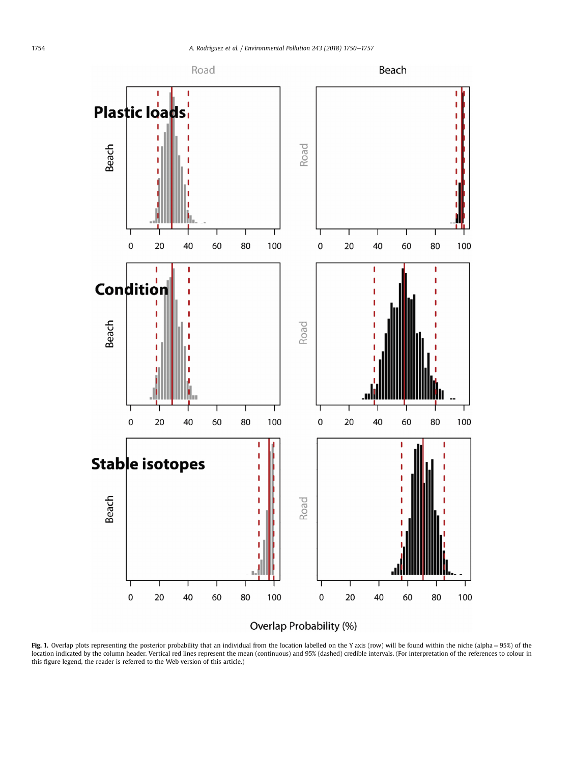Fig. 1. Overlap plots representing the posterior probability that an individual from the location labelled on the Y axis (row) will be found within the niche (alpha = 95%) of the location indicated by the column header. Vertical red lines represent the mean (continuous) and 95% (dashed) credible intervals. (For interpretation of the references to colour in this figure legend, the reader is referred to the Web version of this article.)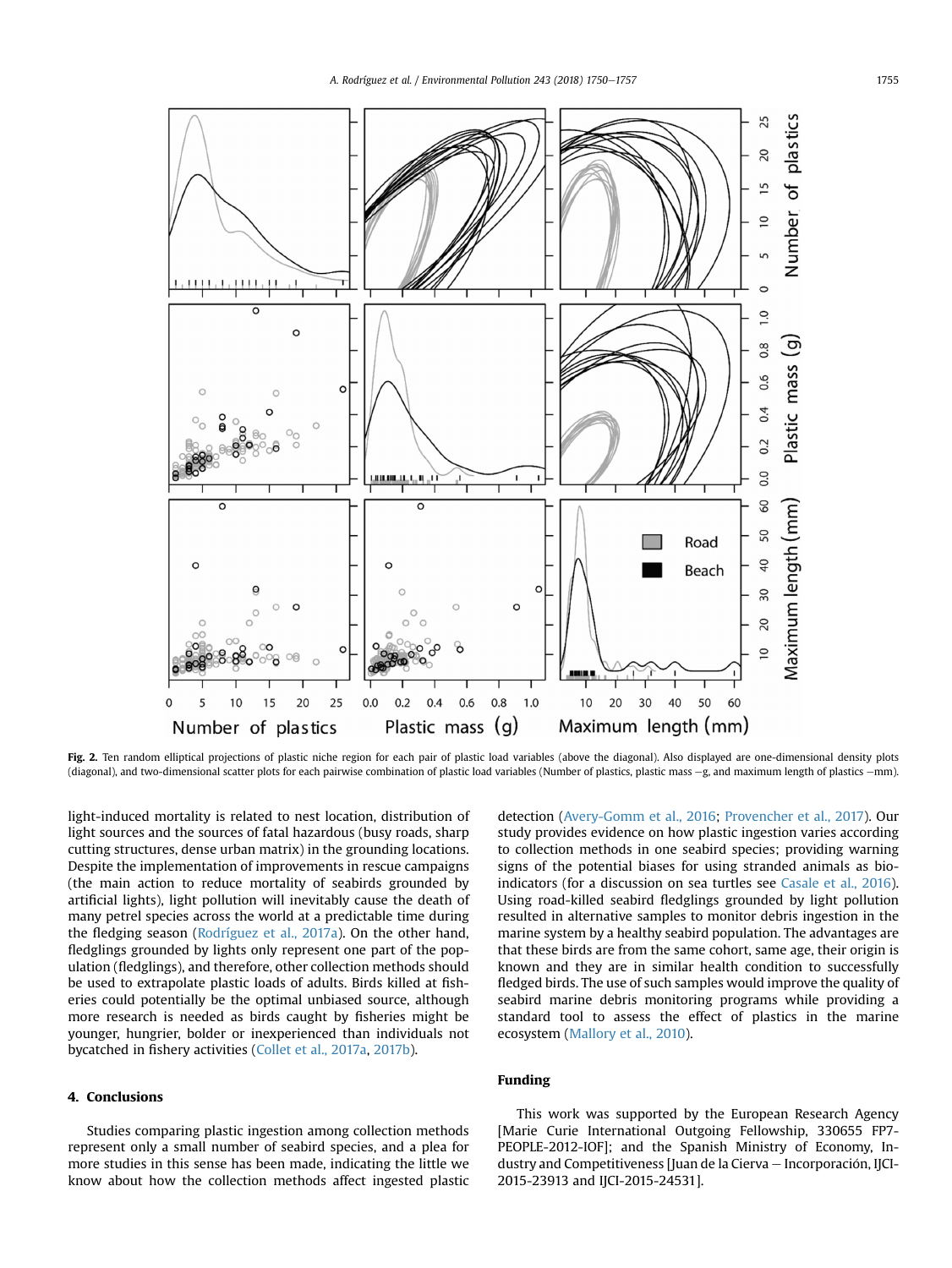**Fig. 2.** Ten random elliptical projections of plastic niche region for each pair of plastic load variables (above the diagonal). Also displayed are one-dimensional density plots (diagonal), and two-dimensional scatter plots for each pairwise combination of plastic load variables (Number of plastics, plastic mass −g, and maximum length of plastics −mm).

light-induced mortality is related to nest location, distribution of light sources and the sources of fatal hazardous (busy roads, sharp cutting structures, dense urban matrix) in the grounding locations. Despite the implementation of improvements in rescue campaigns (the main action to reduce mortality of seabirds grounded by artificial lights), light pollution will inevitably cause the death of many petrel species across the world at a predictable time during the fledging season (Rodríguez et al., 2017a). On the other hand, fledglings grounded by lights only represent one part of the population (fledglings), and therefore, other collection methods should be used to extrapolate plastic loads of adults. Birds killed at fisheries could potentially be the optimal unbiased source, although more research is needed as birds caught by fisheries might be younger, hungrier, bolder or inexperienced than individuals not bycatched in fishery activities (Collet et al., 2017a, 2017b).

## 4. Conclusions

Studies comparing plastic ingestion among collection methods represent only a small number of seabird species, and a plea for more studies in this sense has been made, indicating the little we know about how the collection methods affect ingested plastic detection (Avery-Gomm et al., 2016; Provencher et al., 2017). Our study provides evidence on how plastic ingestion varies according to collection methods in one seabird species; providing warning signs of the potential biases for using stranded animals as bio-indicators (for a discussion on sea turtles see Casale et al., 2016). Using road-killed seabird fledglings grounded by light pollution resulted in alternative samples to monitor debris ingestion in the marine system by a healthy seabird population. The advantages are that these birds are from the same cohort, same age, their origin is known and they are in similar health condition to successfully fledged birds. The use of such samples would improve the quality of seabird marine debris monitoring programs while providing a standard tool to assess the effect of plastics in the marine ecosystem (Mallory et al., 2010).

## Funding

This work was supported by the European Research Agency [Marie Curie International Outgoing Fellowship, 330655 FP7-PEOPLE-2012-IOF]; and the Spanish Ministry of Economy, Industry and Competitiveness [Juan de la Cierva − Incorporación, IJCI-2015-23913 and IJCI-2015-24531].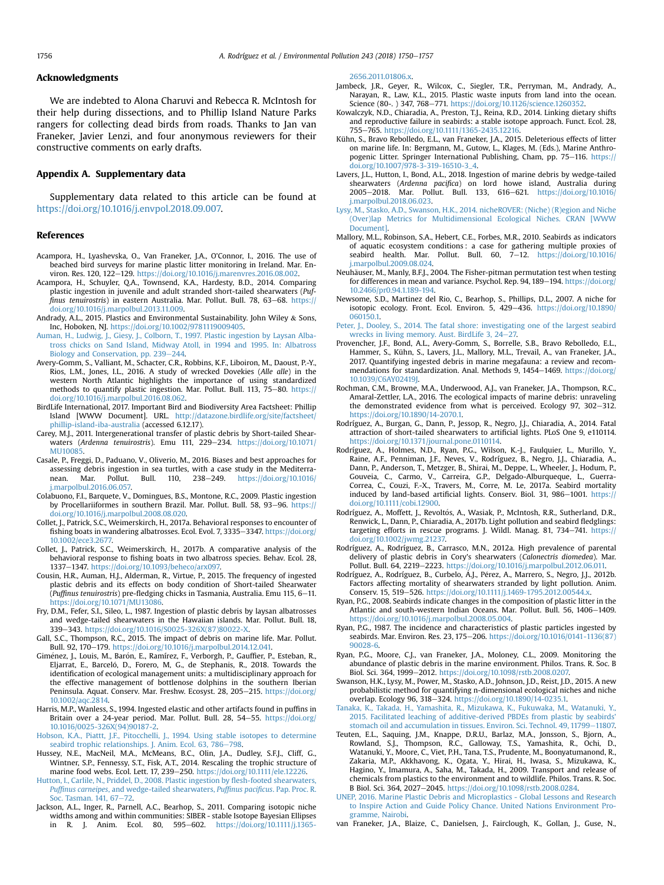## Acknowledgments

We are indebted to Alona Charuvi and Rebecca R. McIntosh for their help during dissections, and to Phillip Island Nature Parks rangers for collecting dead birds from roads. Thanks to Jan van Franeker, Javier Lenzi, and four anonymous reviewers for their constructive comments on early drafts.

## Appendix A. Supplementary data

Supplementary data related to this article can be found at https://doi.org/10.1016/j.envpol.2018.09.007.

## References

Acampora, H., Lyashevska, O., Van Franeker, J.A., O'Connor, I., 2016. The use of beached bird surveys for marine plastic litter monitoring in Ireland. Mar. Environ. Res. 120, 122–129. https://doi.org/10.1016/j.marenvres.2016.08.002.

Acampora, H., Schuyler, Q.A., Townsend, K.A., Hardesty, B.D., 2014. Comparing plastic ingestion in juvenile and adult stranded short-tailed shearwaters (*Puffinus tenuirostris*) in eastern Australia. Mar. Pollut. Bull. 78, 63–68. https://doi.org/10.1016/j.marpolbul.2013.11.009.

Andrady, A.L., 2015. Plastics and Environmental Sustainability. John Wiley & Sons, Inc, Hoboken, NJ. https://doi.org/10.1002/9781119009405.

Auman, H., Ludwig, J., Giesy, J., Colborn, T., 1997. Plastic ingestion by Laysan Albatross chicks on Sand Island, Midway Atoll, in 1994 and 1995. In: Albatross Biology and Conservation, pp. 239–244.

Avery-Gomm, S., Valliant, M., Schacter, C.R., Robbins, K.F., Liboiron, M., Daoust, P.-Y., Rios, L.M., Jones, I.L., 2016. A study of wrecked Dovekies (*Alle alle*) in the western North Atlantic highlights the importance of using standardized methods to quantify plastic ingestion. Mar. Pollut. Bull. 113, 75–80. https://doi.org/10.1016/j.marpolbul.2016.08.062.

BirdLife International, 2017. Important Bird and Biodiversity Area Factsheet: Phillip Island [WWW Document]. URL. http://datazone.birdlife.org/site/factsheet/phillip-island-iba-australia (accessed 6.12.17).

Carey, M.J., 2011. Intergenerational transfer of plastic debris by Short-tailed Shearwaters (*Ardenna tenuirostris*). Emu 111, 229–234. https://doi.org/10.1071/MU10085.

Casale, P., Freggi, D., Paduano, V., Oliverio, M., 2016. Biases and best approaches for assessing debris ingestion in sea turtles, with a case study in the Mediterranean. Mar. Pollut. Bull. 110, 238–249. https://doi.org/10.1016/j.marpolbul.2016.06.057.

Colabuono, F.I., Barquete, V., Domingues, B.S., Montone, R.C., 2009. Plastic ingestion by Procellariiformes in southern Brazil. Mar. Pollut. Bull. 58, 93–96. https://doi.org/10.1016/j.marpolbul.2008.08.020.

Collet, J., Patrick, S.C., Weimerskirch, H., 2017a. Behavioral responses to encounter of fishing boats in wandering albatrosses. Ecol. Evol. 7, 3335–3347. https://doi.org/10.1002/ece3.2677.

Collet, J., Patrick, S.C., Weimerskirch, H., 2017b. A comparative analysis of the behavioral response to fishing boats in two albatross species. Behav. Ecol. 28, 1337–1347. https://doi.org/10.1093/beheco/arx097.

Cousin, H.R., Auman, H.J., Alderman, R., Virtue, P., 2015. The frequency of ingested plastic debris and its effects on body condition of Short-tailed Shearwater (*Puffinus tenuirostris*) pre-fledging chicks in Tasmania, Australia. Emu 115, 6–11. https://doi.org/10.1071/MU13086.

Fry, D.M., Fefer, S.I., Sileo, L., 1987. Ingestion of plastic debris by laysan albatrosses and wedge-tailed shearwaters in the Hawaiian islands. Mar. Pollut. Bull. 18, 339–343. https://doi.org/10.1016/S0025-326X(87)80022-X.

Gall, S.C., Thompson, R.C., 2015. The impact of debris on marine life. Mar. Pollut. Bull. 92, 170–179. https://doi.org/10.1016/j.marpolbul.2014.12.041.

Giménez, J., Louis, M., Barón, E., Ramírez, F., Verborgh, P., Gauffier, P., Esteban, R., Eljarrat, E., Barceló, D., Forero, M, G., de Stephanis, R., 2018. Towards the identification of ecological management units: a multidisciplinary approach for the effective management of bottlenose dolphins in the southern Iberian Peninsula. Aquat. Conserv. Mar. Freshw. Ecosyst. 28, 205–215. https://doi.org/10.1002/aqc.2814.

Harris, M.P., Wanless, S., 1994. Ingested elastic and other artifacts found in puffins in Britain over a 24-year period. Mar. Pollut. Bull. 28, 54–55. https://doi.org/10.1016/0025-326X(94)90187-2.

Hobson, K.A., Piatt, J.F., Pitocchelli, J., 1994. Using stable isotopes to determine seabird trophic relationships. J. Anim. Ecol. 63, 786–798.

Hussey, N.E., MacNeil, M.A., McMeans, B.C., Olin, J.A., Dudley, S.F.J., Cliff, G., Wintner, S.P., Fennessy, S.T., Fisk, A.T., 2014. Rescaling the trophic structure of marine food webs. Ecol. Lett. 17, 239–250. https://doi.org/10.1111/ele.12226.

Hutton, I., Carlile, N., Priddel, D., 2008. Plastic ingestion by flesh-footed shearwaters, *Puffinus carneipes*, and wedge-tailed shearwaters, *Puffinus pacificus*. Pap. Proc. R. Soc. Tasman. 141, 67–72.

Jackson, A.L., Inger, R., Parnell, A.C., Bearhop, S., 2011. Comparing isotopic niche widths among and within communities: SIBER - stable Isotope Bayesian Ellipses in R. J. Anim. Ecol. 80, 595–602. https://doi.org/10.1111/j.1365-2656.2011.01806.x.

Jambeck, J.R., Geyer, R., Wilcox, C., Siegler, T.R., Perryman, M., Andrady, A., Narayan, R., Law, K.L., 2015. Plastic waste inputs from land into the ocean. Science (80-. ) 347, 768–771. https://doi.org/10.1126/science.1260352.

Kowalczyk, N.D., Chiaradia, A., Preston, T.J., Reina, R.D., 2014. Linking dietary shifts and reproductive failure in seabirds: a stable isotope approach. Funct. Ecol. 28, 755–765. https://doi.org/10.1111/1365-2435.12216.

Kühn, S., Bravo Rebolledo, E.L., van Franeker, J.A., 2015. Deleterious effects of litter on marine life. In: Bergmann, M., Gutow, L., Klages, M. (Eds.), Marine Anthropogenic Litter. Springer International Publishing, Cham, pp. 75–116. https://doi.org/10.1007/978-3-319-16510-3_4.

Lavers, J.L., Hutton, I., Bond, A.L., 2018. Ingestion of marine debris by wedge-tailed shearwaters (*Ardenna pacifica*) on lord howe island, Australia during 2005–2018. Mar. Pollut. Bull. 133, 616–621. https://doi.org/10.1016/j.marpolbul.2018.06.023.

Lysy, M., Stasko, A.D., Swanson, H.K., 2014. nicheROVER: (Niche) (R)egion and Niche (Over)lap Metrics for Multidimensional Ecological Niches. CRAN [WWW Document].

Mallory, M.L., Robinson, S.A., Hebert, C.E., Forbes, M.R., 2010. Seabirds as indicators of aquatic ecosystem conditions : a case for gathering multiple proxies of seabird health. Mar. Pollut. Bull. 60, 7–12. https://doi.org/10.1016/j.marpolbul.2009.08.024.

Neuhäuser, M., Manly, B.F.J., 2004. The Fisher-pitman permutation test when testing for differences in mean and variance. Psychol. Rep. 94, 189–194. https://doi.org/10.2466/pr0.94.1.189-194.

Newsome, S.D., Martinez del Rio, C., Bearhop, S., Phillips, D.L., 2007. A niche for isotopic ecology. Front. Ecol. Environ. 5, 429–436. https://doi.org/10.1890/060150.1.

Peter, J., Dooley, S., 2014. The fatal shore: investigating one of the largest seabird wrecks in living memory. Aust. BirdLife 3, 24–27.

Provencher, J.F., Bond, A.L., Avery-Gomm, S., Borrelle, S.B., Bravo Rebolledo, E.L., Hammer, S., Kühn, S., Lavers, J.L., Mallory, M.L., Trevail, A., van Franeker, J.A., 2017. Quantifying ingested debris in marine megafauna: a review and recommendations for standardization. Anal. Methods 9, 1454–1469. https://doi.org/10.1039/C6AY02419J.

Rochman, C.M., Browne, M.A., Underwood, A.J., van Franeker, J.A., Thompson, R.C., Amaral-Zettler, L.A., 2016. The ecological impacts of marine debris: unraveling the demonstrated evidence from what is perceived. Ecology 97, 302–312. https://doi.org/10.1890/14-2070.1.

Rodríguez, A., Burgan, G., Dann, P., Jessop, R., Negro, J.J., Chiaradia, A., 2014. Fatal attraction of short-tailed shearwaters to artificial lights. PLoS One 9, e110114. https://doi.org/10.1371/journal.pone.0110114.

Rodríguez, A., Holmes, N.D., Ryan, P.G., Wilson, K.-J., Faulquier, L., Murillo, Y., Raine, A.F., Penniman, J.F., Neves, V., Rodríguez, B., Negro, J.J., Chiaradia, A., Dann, P., Anderson, T., Metzger, B., Shirai, M., Deppe, L., Wheeler, J., Hodum, P., Gouveia, C., Carmo, V., Carreira, G.P., Delgado-Alburqueque, L., Guerra-Correa, C., Couzi, F.-X., Travers, M., Corre, M. Le, 2017a. Seabird mortality induced by land-based artificial lights. Conserv. Biol. 31, 986–1001. https://doi.org/10.1111/cobi.12900.

Rodríguez, A., Moffett, J., Revoltós, A., Wasiak, P., McIntosh, R.R., Sutherland, D.R., Renwick, L., Dann, P., Chiaradia, A., 2017b. Light pollution and seabird fledglings: targeting efforts in rescue programs. J. Wildl. Manag. 81, 734–741. https://doi.org/10.1002/jwmg.21237.

Rodríguez, A., Rodríguez, B., Carrasco, M.N., 2012a. High prevalence of parental delivery of plastic debris in Cory's shearwaters (*Calonectris diomedea*). Mar. Pollut. Bull. 64, 2219–2223. https://doi.org/10.1016/j.marpolbul.2012.06.011.

Rodríguez, A., Rodríguez, B., Curbelo, Á.J., Pérez, A., Marrero, S., Negro, J.J., 2012b. Factors affecting mortality of shearwaters stranded by light pollution. Anim. Conserv. 15, 519–526. https://doi.org/10.1111/j.1469-1795.2012.00544.x.

Ryan, P.G., 2008. Seabirds indicate changes in the composition of plastic litter in the Atlantic and south-western Indian Oceans. Mar. Pollut. Bull. 56, 1406–1409. https://doi.org/10.1016/j.marpolbul.2008.05.004.

Ryan, P.G., 1987. The incidence and characteristics of plastic particles ingested by seabirds. Mar. Environ. Res. 23, 175–206. https://doi.org/10.1016/0141-1136(87)90028-6.

Ryan, P.G., Moore, C.J., van Franeker, J.A., Moloney, C.L., 2009. Monitoring the abundance of plastic debris in the marine environment. Philos. Trans. R. Soc. B Biol. Sci. 364, 1999–2012. https://doi.org/10.1098/rstb.2008.0207.

Swanson, H.K., Lysy, M., Power, M., Stasko, A.D., Johnson, J.D., Reist, J.D., 2015. A new probabilistic method for quantifying n-dimensional ecological niches and niche overlap. Ecology 96, 318–324. https://doi.org/10.1890/14-0235.1.

Tanaka, K., Takada, H., Yamashita, R., Mizukawa, K., Fukuwaka, M., Watanuki, Y., 2015. Facilitated leaching of additive-derived PBDEs from plastic by seabirds' stomach oil and accumulation in tissues. Environ. Sci. Technol. 49, 11799–11807.

Teuten, E.L., Saquing, J.M., Knappe, D.R.U., Barlaz, M.A., Jonsson, S., Bjorn, A., Rowland, S.J., Thompson, R.C., Galloway, T.S., Yamashita, R., Ochi, D., Watanuki, Y., Moore, C., Viet, P.H., Tana, T.S., Prudente, M., Boonyatumanond, R., Zakaria, M.P., Akkhavong, K., Ogata, Y., Hirai, H., Iwasa, S., Mizukawa, K., Hagino, Y., Imamura, A., Saha, M., Takada, H., 2009. Transport and release of chemicals from plastics to the environment and to wildlife. Philos. Trans. R. Soc. B Biol. Sci. 364, 2027–2045. https://doi.org/10.1098/rstb.2008.0284.

UNEP, 2016. Marine Plastic Debris and Microplastics - Global Lessons and Research to Inspire Action and Guide Policy Chance. United Nations Environment Programme, Nairobi.

van Franeker, J.A., Blaize, C., Danielsen, J., Fairclough, K., Gollan, J., Guse, N.,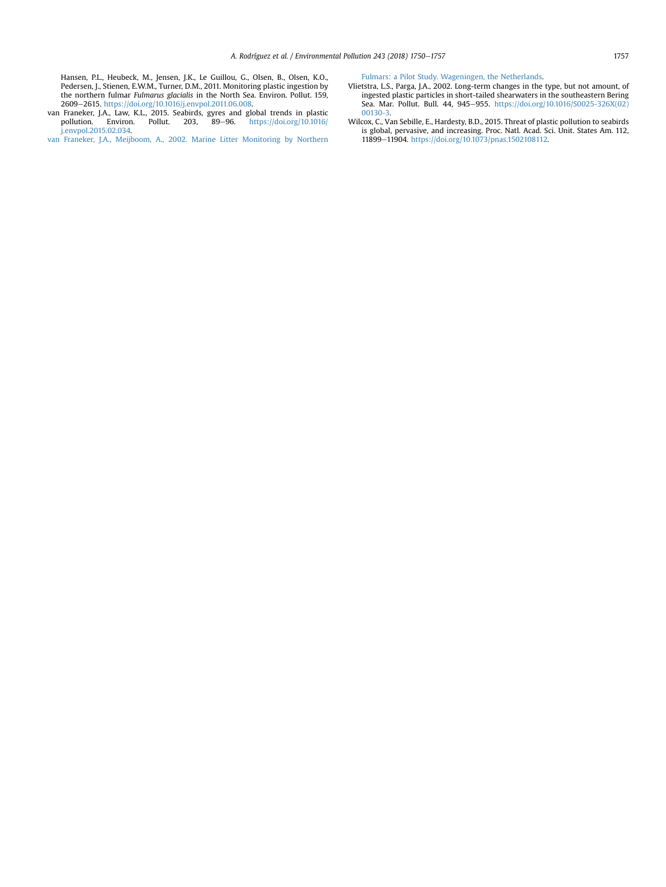Hansen, P.L., Heubeck, M., Jensen, J.K., Le Guillou, G., Olsen, B., Olsen, K.O., Pedersen, J., Stienen, E.W.M., Turner, D.M., 2011. Monitoring plastic ingestion by the northern fulmar *Fulmarus glacialis* in the North Sea. Environ. Pollut. 159, 2609–2615. https://doi.org/10.1016/j.envpol.2011.06.008.

van Franeker, J.A., Law, K.L., 2015. Seabirds, gyres and global trends in plastic pollution. Environ. Pollut. 203, 89–96. https://doi.org/10.1016/j.envpol.2015.02.034.

van Franeker, J.A., Meijboom, A., 2002. Marine Litter Monitoring by Northern Fulmars: a Pilot Study. Wageningen, the Netherlands.

Vlietstra, L.S., Parga, J.A., 2002. Long-term changes in the type, but not amount, of ingested plastic particles in short-tailed shearwaters in the southeastern Bering Sea. Mar. Pollut. Bull. 44, 945–955. https://doi.org/10.1016/S0025-326X(02)00130-3.

Wilcox, C., Van Sebille, E., Hardesty, B.D., 2015. Threat of plastic pollution to seabirds is global, pervasive, and increasing. Proc. Natl. Acad. Sci. Unit. States Am. 112, 11899–11904. https://doi.org/10.1073/pnas.1502108112.